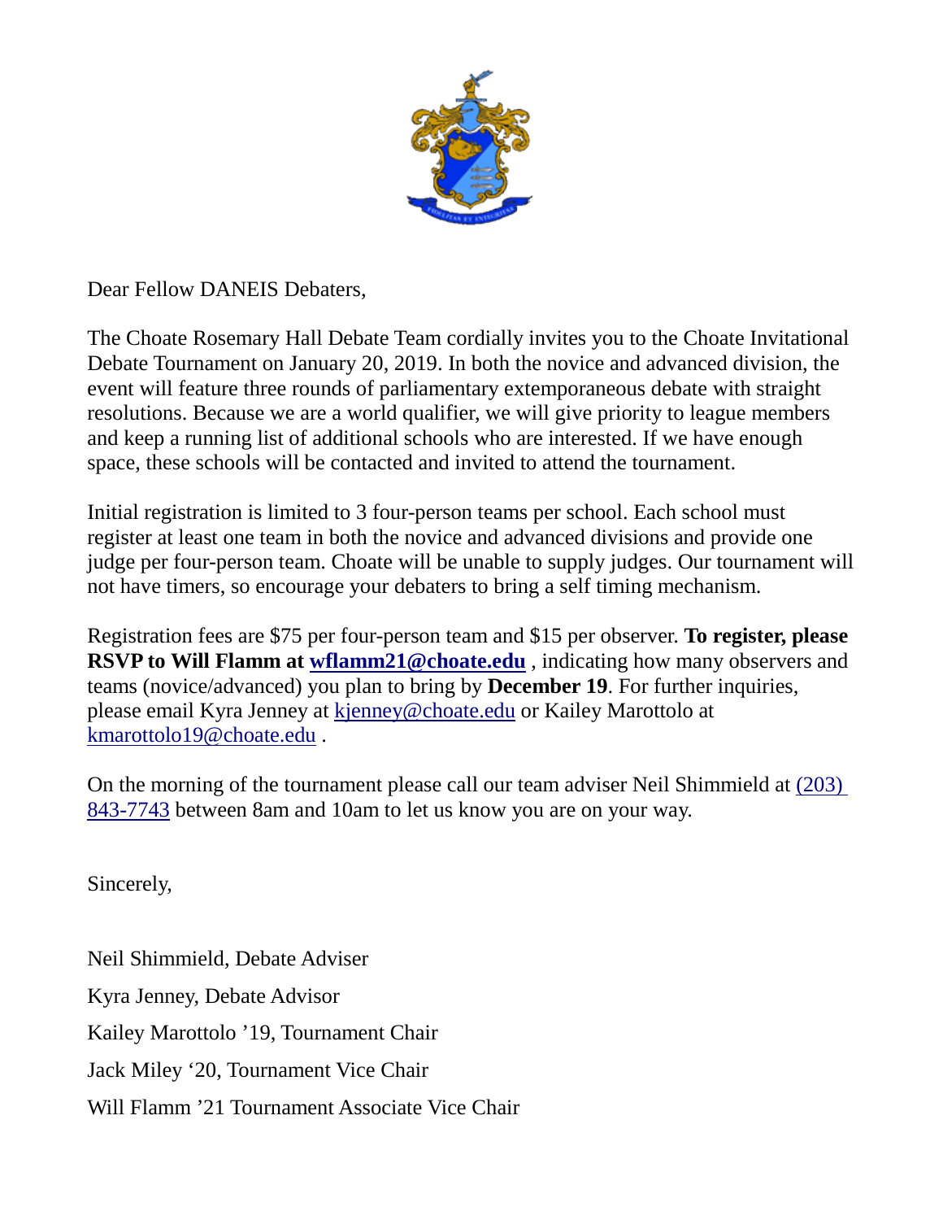Dear Fellow DANEIS Debaters,

The Choate Rosemary Hall Debate Team cordially invites you to the Choate Invitational Debate Tournament on January 20, 2019. In both the novice and advanced division, the event will feature three rounds of parliamentary extemporaneous debate with straight resolutions. Because we are a world qualifier, we will give priority to league members and keep a running list of additional schools who are interested. If we have enough space, these schools will be contacted and invited to attend the tournament.

Initial registration is limited to 3 four-person teams per school. Each school must register at least one team in both the novice and advanced divisions and provide one judge per four-person team. Choate will be unable to supply judges. Our tournament will not have timers, so encourage your debaters to bring a self timing mechanism.

Registration fees are $75 per four-person team and $15 per observer. **To register, please RSVP to Will Flamm at wflamm21@choate.edu** , indicating how many observers and teams (novice/advanced) you plan to bring by **December 19**. For further inquiries, please email Kyra Jenney at kjenney@choate.edu or Kailey Marottolo at kmarottolo19@choate.edu .

On the morning of the tournament please call our team adviser Neil Shimmield at (203) 843-7743 between 8am and 10am to let us know you are on your way.

Sincerely,

Neil Shimmield, Debate Adviser

Kyra Jenney, Debate Advisor

Kailey Marottolo '19, Tournament Chair

Jack Miley '20, Tournament Vice Chair

Will Flamm '21 Tournament Associate Vice Chair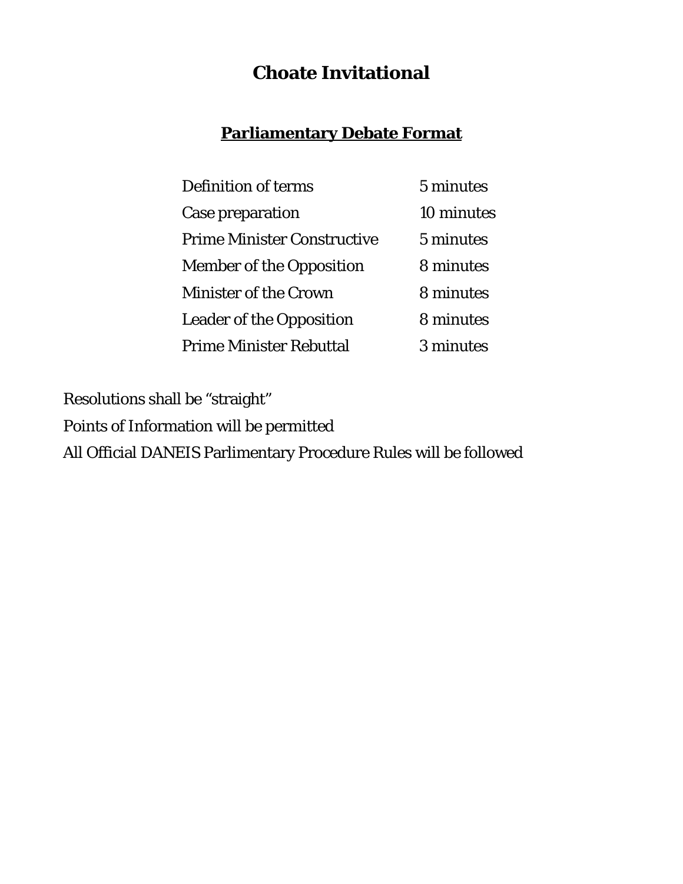# Choate Invitational

## Parliamentary Debate Format

| | |
|---|---|
| Definition of terms | 5 minutes |
| Case preparation | 10 minutes |
| Prime Minister Constructive | 5 minutes |
| Member of the Opposition | 8 minutes |
| Minister of the Crown | 8 minutes |
| Leader of the Opposition | 8 minutes |
| Prime Minister Rebuttal | 3 minutes |

Resolutions shall be “straight”

Points of Information will be permitted

All Official DANEIS Parlimentary Procedure Rules will be followed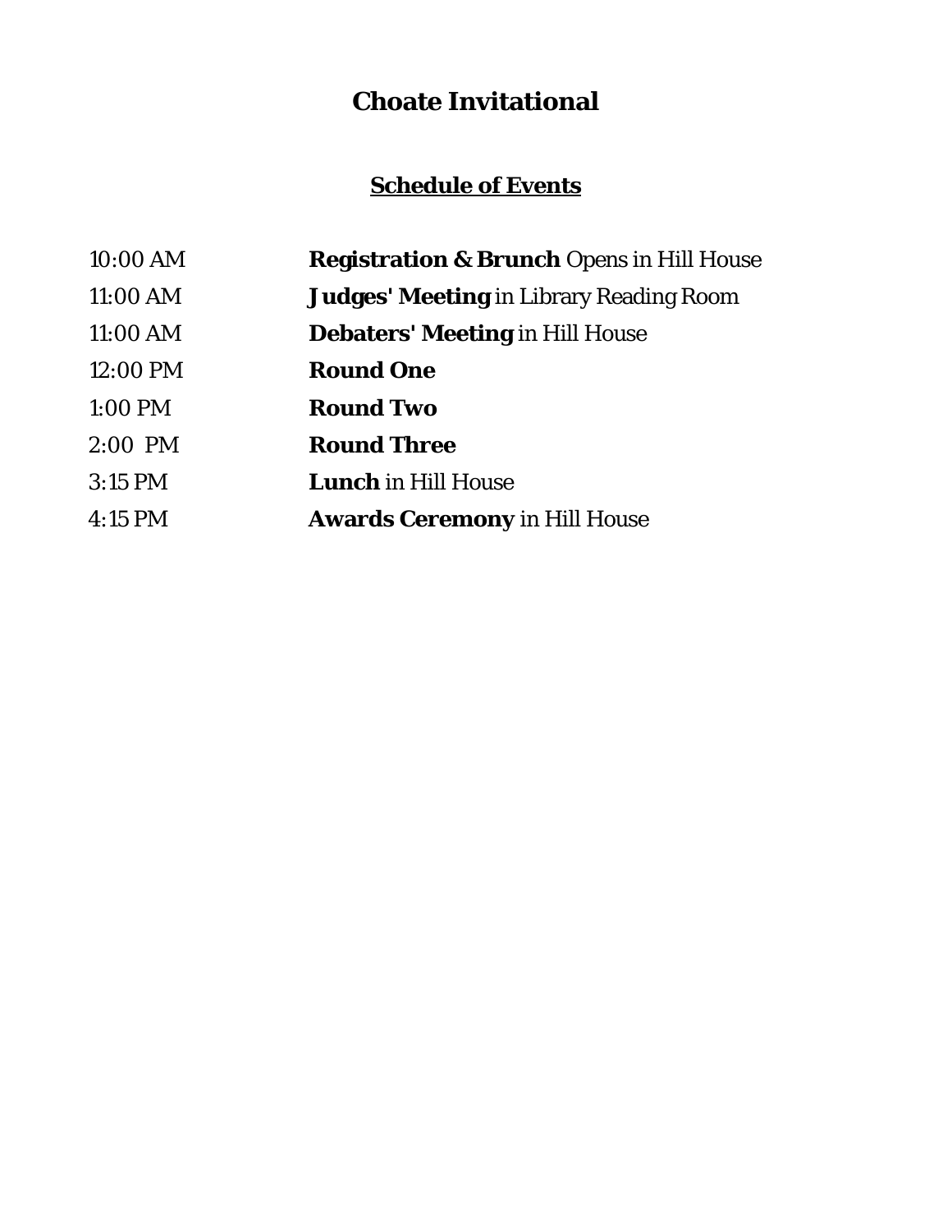# Choate Invitational

## Schedule of Events

| | |
|---|---|
| 10:00 AM | **Registration & Brunch** Opens in Hill House |
| 11:00 AM | **Judges' Meeting** in Library Reading Room |
| 11:00 AM | **Debaters' Meeting** in Hill House |
| 12:00 PM | **Round One** |
| 1:00 PM | **Round Two** |
| 2:00 PM | **Round Three** |
| 3:15 PM | **Lunch** in Hill House |
| 4:15 PM | **Awards Ceremony** in Hill House |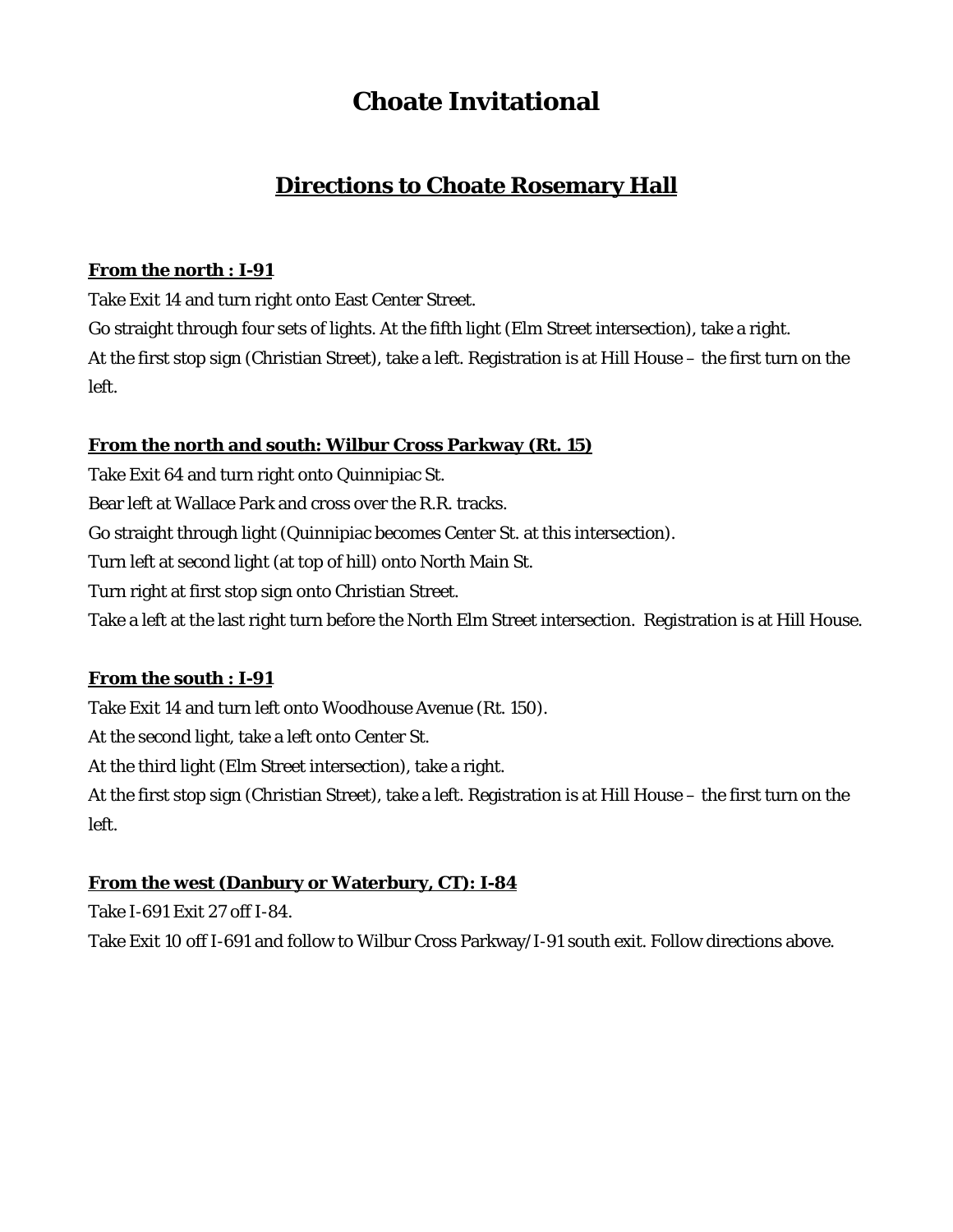# Choate Invitational

## Directions to Choate Rosemary Hall

**From the north : I-91**

Take Exit 14 and turn right onto East Center Street.

Go straight through four sets of lights. At the fifth light (Elm Street intersection), take a right.

At the first stop sign (Christian Street), take a left. Registration is at Hill House – the first turn on the left.

**From the north and south: Wilbur Cross Parkway (Rt. 15)**

Take Exit 64 and turn right onto Quinnipiac St.

Bear left at Wallace Park and cross over the R.R. tracks.

Go straight through light (Quinnipiac becomes Center St. at this intersection).

Turn left at second light (at top of hill) onto North Main St.

Turn right at first stop sign onto Christian Street.

Take a left at the last right turn before the North Elm Street intersection. Registration is at Hill House.

**From the south : I-91**

Take Exit 14 and turn left onto Woodhouse Avenue (Rt. 150).

At the second light, take a left onto Center St.

At the third light (Elm Street intersection), take a right.

At the first stop sign (Christian Street), take a left. Registration is at Hill House – the first turn on the left.

**From the west (Danbury or Waterbury, CT): I-84**

Take I-691 Exit 27 off I-84.

Take Exit 10 off I-691 and follow to Wilbur Cross Parkway/I-91 south exit. Follow directions above.